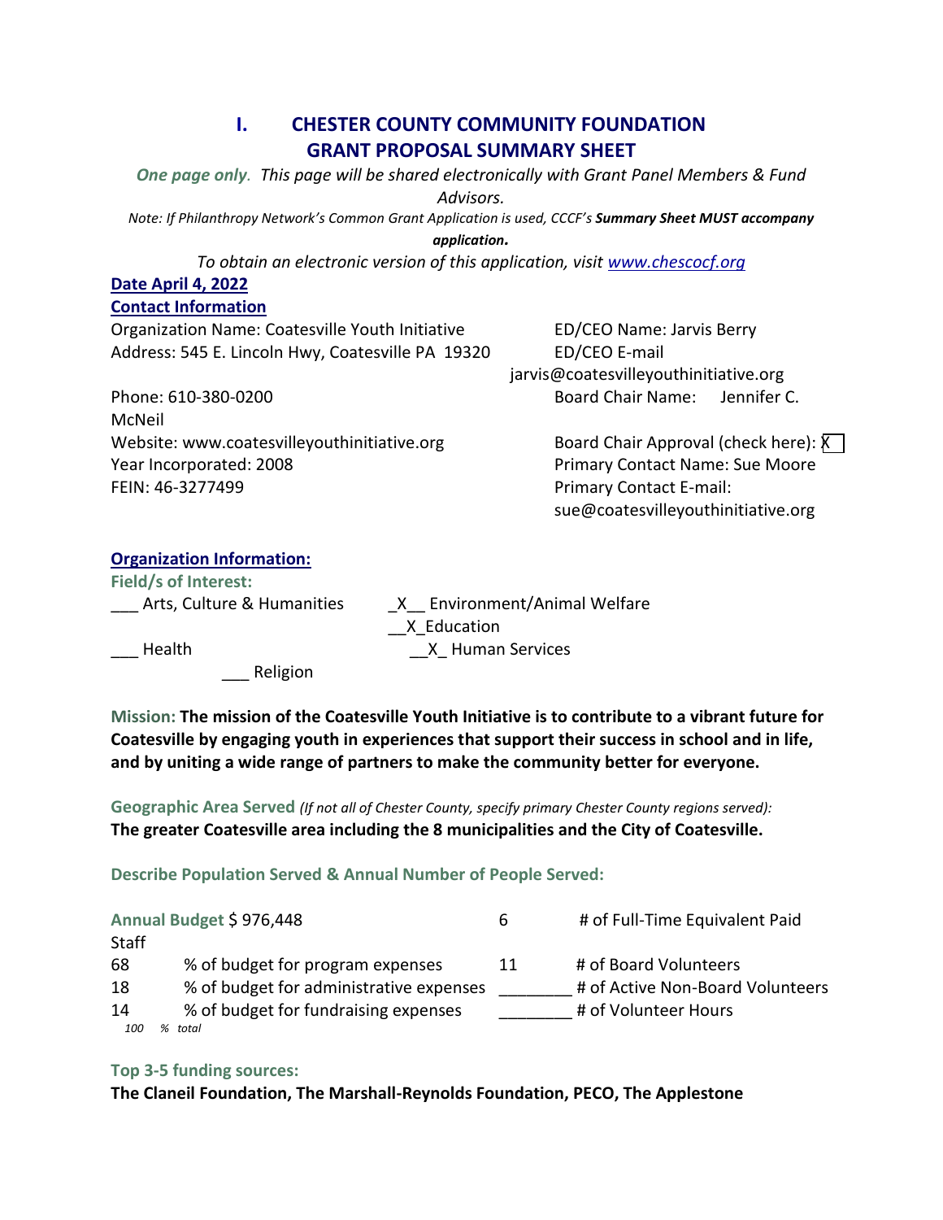# I. CHESTER COUNTY COMMUNITY FOUNDATION GRANT PROPOSAL SUMMARY SHEET

***One page only**. This page will be shared electronically with Grant Panel Members & Fund Advisors.*

*Note: If Philanthropy Network's Common Grant Application is used, CCCF's **Summary Sheet MUST accompany application.***

*To obtain an electronic version of this application, visit www.chescocf.org*

**Date April 4, 2022**

**Contact Information**

Organization Name: Coatesville Youth Initiative
Address: 545 E. Lincoln Hwy, Coatesville PA 19320
Phone: 610-380-0200
Website: www.coatesvilleyouthinitiative.org
Year Incorporated: 2008
FEIN: 46-3277499

ED/CEO Name: Jarvis Berry
ED/CEO E-mail jarvis@coatesvilleyouthinitiative.org
Board Chair Name: Jennifer C. McNeil
Board Chair Approval (check here): X
Primary Contact Name: Sue Moore
Primary Contact E-mail: sue@coatesvilleyouthinitiative.org

**Organization Information:**

**Field/s of Interest:**

___ Arts, Culture & Humanities
_X__ Environment/Animal Welfare
__X_Education
___ Health
__X_ Human Services
___ Religion

**Mission: The mission of the Coatesville Youth Initiative is to contribute to a vibrant future for Coatesville by engaging youth in experiences that support their success in school and in life, and by uniting a wide range of partners to make the community better for everyone.**

**Geographic Area Served** *(If not all of Chester County, specify primary Chester County regions served):*
**The greater Coatesville area including the 8 municipalities and the City of Coatesville.**

**Describe Population Served & Annual Number of People Served:**

**Annual Budget** $ 976,448

6 # of Full-Time Equivalent Paid Staff

68 % of budget for program expenses
18 % of budget for administrative expenses
14 % of budget for fundraising expenses
*100 % total*

11 # of Board Volunteers
________ # of Active Non-Board Volunteers
________ # of Volunteer Hours

**Top 3-5 funding sources:**
**The Claneil Foundation, The Marshall-Reynolds Foundation, PECO, The Applestone**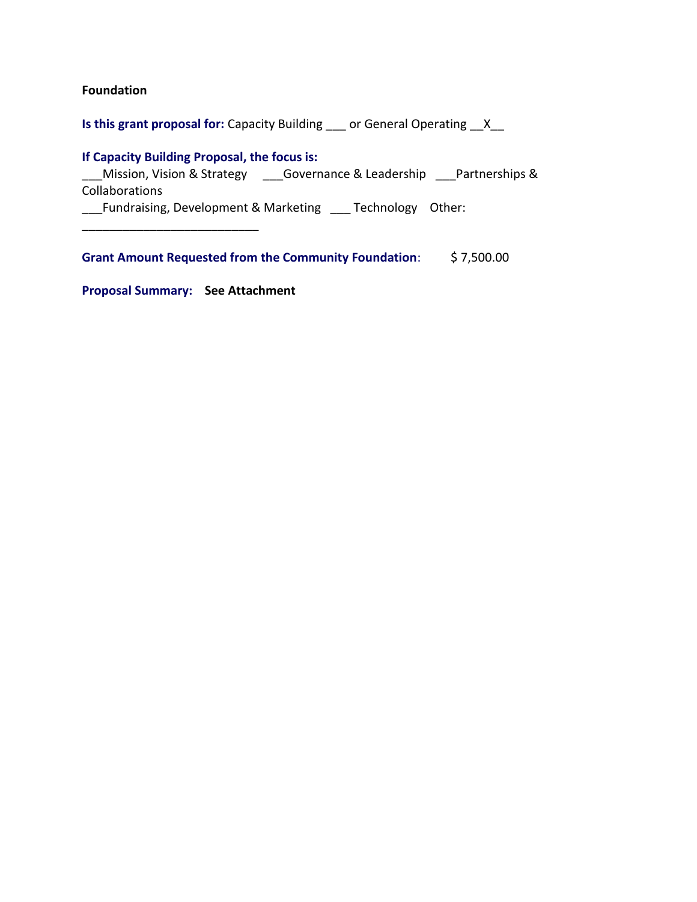**Foundation**

**Is this grant proposal for:** Capacity Building ___ or General Operating __X__

**If Capacity Building Proposal, the focus is:**
___Mission, Vision & Strategy ___Governance & Leadership ___Partnerships & Collaborations
___Fundraising, Development & Marketing ___ Technology Other: __________________________

**Grant Amount Requested from the Community Foundation**: $ 7,500.00

**Proposal Summary: See Attachment**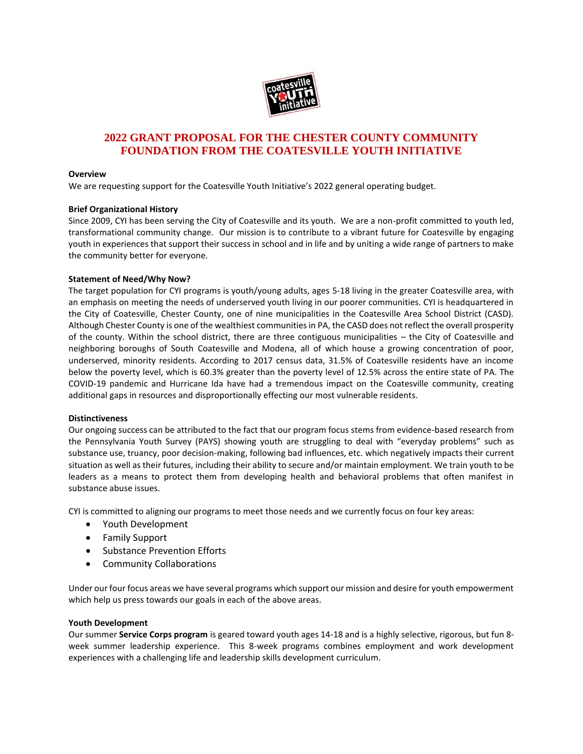# 2022 GRANT PROPOSAL FOR THE CHESTER COUNTY COMMUNITY FOUNDATION FROM THE COATESVILLE YOUTH INITIATIVE

**Overview**

We are requesting support for the Coatesville Youth Initiative's 2022 general operating budget.

**Brief Organizational History**

Since 2009, CYI has been serving the City of Coatesville and its youth. We are a non-profit committed to youth led, transformational community change. Our mission is to contribute to a vibrant future for Coatesville by engaging youth in experiences that support their success in school and in life and by uniting a wide range of partners to make the community better for everyone.

**Statement of Need/Why Now?**

The target population for CYI programs is youth/young adults, ages 5-18 living in the greater Coatesville area, with an emphasis on meeting the needs of underserved youth living in our poorer communities. CYI is headquartered in the City of Coatesville, Chester County, one of nine municipalities in the Coatesville Area School District (CASD). Although Chester County is one of the wealthiest communities in PA, the CASD does not reflect the overall prosperity of the county. Within the school district, there are three contiguous municipalities – the City of Coatesville and neighboring boroughs of South Coatesville and Modena, all of which house a growing concentration of poor, underserved, minority residents. According to 2017 census data, 31.5% of Coatesville residents have an income below the poverty level, which is 60.3% greater than the poverty level of 12.5% across the entire state of PA. The COVID-19 pandemic and Hurricane Ida have had a tremendous impact on the Coatesville community, creating additional gaps in resources and disproportionally effecting our most vulnerable residents.

**Distinctiveness**

Our ongoing success can be attributed to the fact that our program focus stems from evidence-based research from the Pennsylvania Youth Survey (PAYS) showing youth are struggling to deal with "everyday problems" such as substance use, truancy, poor decision-making, following bad influences, etc. which negatively impacts their current situation as well as their futures, including their ability to secure and/or maintain employment. We train youth to be leaders as a means to protect them from developing health and behavioral problems that often manifest in substance abuse issues.

CYI is committed to aligning our programs to meet those needs and we currently focus on four key areas:

- Youth Development
- Family Support
- Substance Prevention Efforts
- Community Collaborations

Under our four focus areas we have several programs which support our mission and desire for youth empowerment which help us press towards our goals in each of the above areas.

**Youth Development**

Our summer **Service Corps program** is geared toward youth ages 14-18 and is a highly selective, rigorous, but fun 8-week summer leadership experience. This 8-week programs combines employment and work development experiences with a challenging life and leadership skills development curriculum.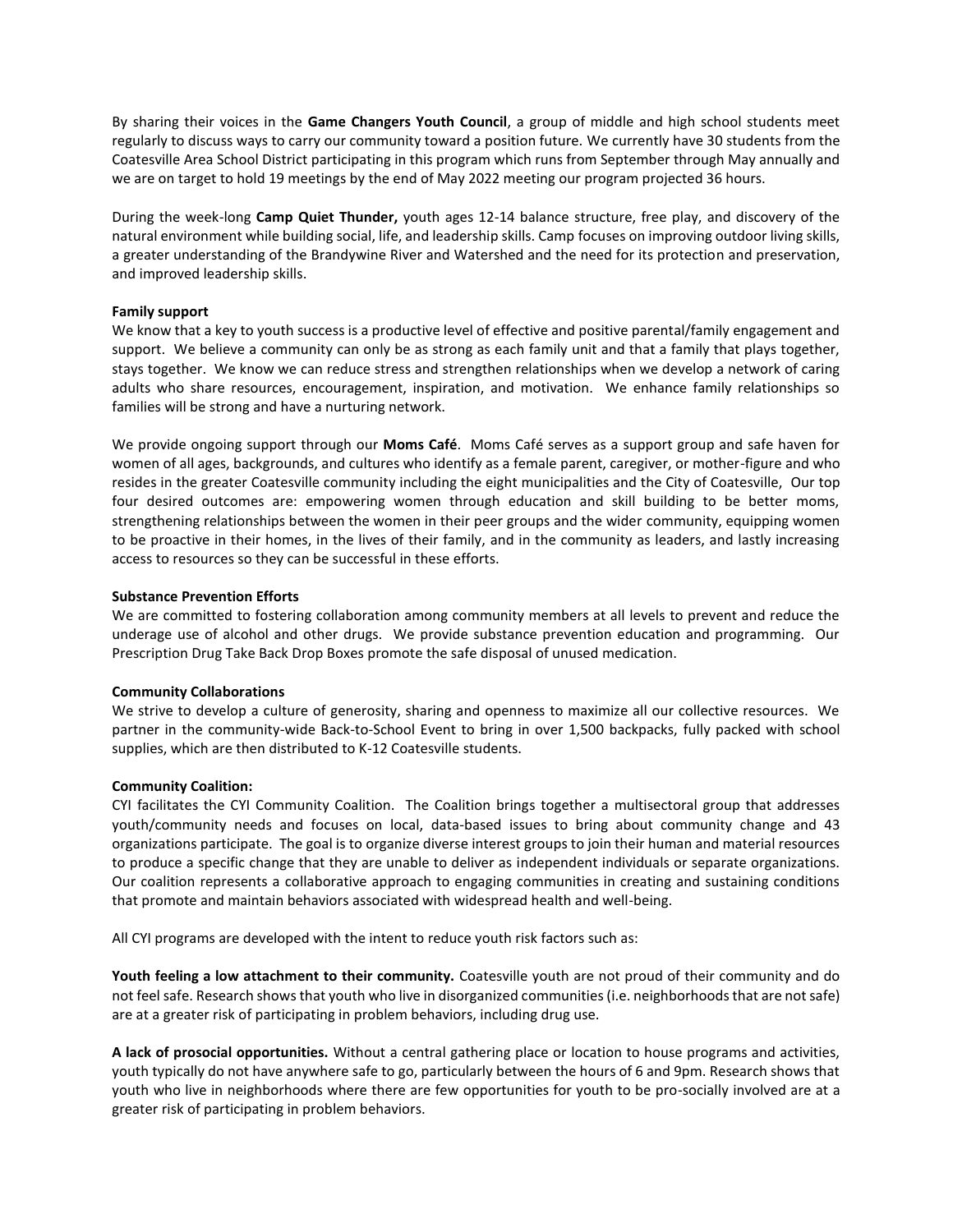By sharing their voices in the **Game Changers Youth Council**, a group of middle and high school students meet regularly to discuss ways to carry our community toward a position future. We currently have 30 students from the Coatesville Area School District participating in this program which runs from September through May annually and we are on target to hold 19 meetings by the end of May 2022 meeting our program projected 36 hours.

During the week-long **Camp Quiet Thunder,** youth ages 12-14 balance structure, free play, and discovery of the natural environment while building social, life, and leadership skills. Camp focuses on improving outdoor living skills, a greater understanding of the Brandywine River and Watershed and the need for its protection and preservation, and improved leadership skills.

**Family support**

We know that a key to youth success is a productive level of effective and positive parental/family engagement and support. We believe a community can only be as strong as each family unit and that a family that plays together, stays together. We know we can reduce stress and strengthen relationships when we develop a network of caring adults who share resources, encouragement, inspiration, and motivation. We enhance family relationships so families will be strong and have a nurturing network.

We provide ongoing support through our **Moms Café**. Moms Café serves as a support group and safe haven for women of all ages, backgrounds, and cultures who identify as a female parent, caregiver, or mother-figure and who resides in the greater Coatesville community including the eight municipalities and the City of Coatesville, Our top four desired outcomes are: empowering women through education and skill building to be better moms, strengthening relationships between the women in their peer groups and the wider community, equipping women to be proactive in their homes, in the lives of their family, and in the community as leaders, and lastly increasing access to resources so they can be successful in these efforts.

**Substance Prevention Efforts**

We are committed to fostering collaboration among community members at all levels to prevent and reduce the underage use of alcohol and other drugs. We provide substance prevention education and programming. Our Prescription Drug Take Back Drop Boxes promote the safe disposal of unused medication.

**Community Collaborations**

We strive to develop a culture of generosity, sharing and openness to maximize all our collective resources. We partner in the community-wide Back-to-School Event to bring in over 1,500 backpacks, fully packed with school supplies, which are then distributed to K-12 Coatesville students.

**Community Coalition:**

CYI facilitates the CYI Community Coalition. The Coalition brings together a multisectoral group that addresses youth/community needs and focuses on local, data-based issues to bring about community change and 43 organizations participate. The goal is to organize diverse interest groups to join their human and material resources to produce a specific change that they are unable to deliver as independent individuals or separate organizations. Our coalition represents a collaborative approach to engaging communities in creating and sustaining conditions that promote and maintain behaviors associated with widespread health and well-being.

All CYI programs are developed with the intent to reduce youth risk factors such as:

**Youth feeling a low attachment to their community.** Coatesville youth are not proud of their community and do not feel safe. Research shows that youth who live in disorganized communities (i.e. neighborhoods that are not safe) are at a greater risk of participating in problem behaviors, including drug use.

**A lack of prosocial opportunities.** Without a central gathering place or location to house programs and activities, youth typically do not have anywhere safe to go, particularly between the hours of 6 and 9pm. Research shows that youth who live in neighborhoods where there are few opportunities for youth to be pro-socially involved are at a greater risk of participating in problem behaviors.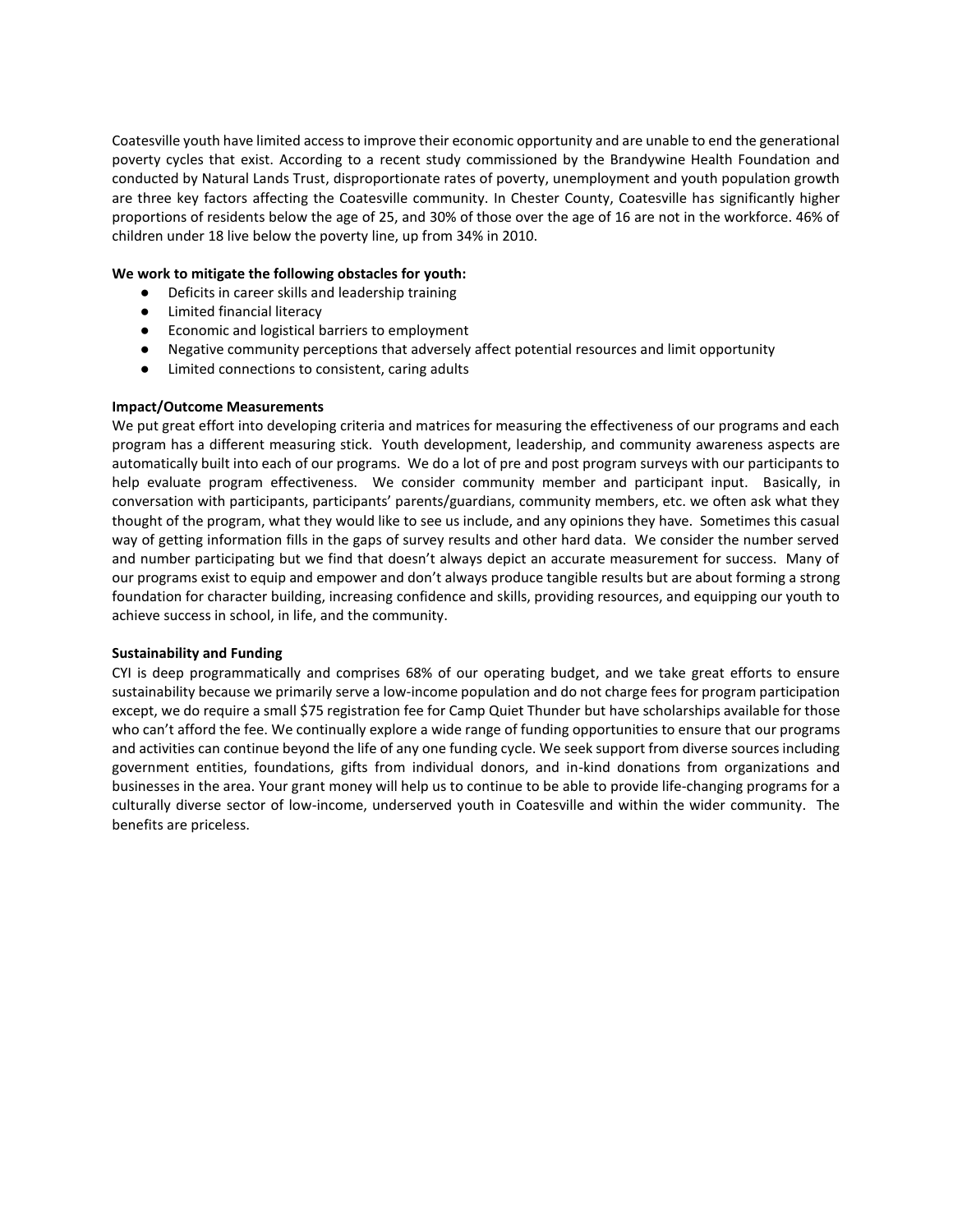Coatesville youth have limited access to improve their economic opportunity and are unable to end the generational poverty cycles that exist. According to a recent study commissioned by the Brandywine Health Foundation and conducted by Natural Lands Trust, disproportionate rates of poverty, unemployment and youth population growth are three key factors affecting the Coatesville community. In Chester County, Coatesville has significantly higher proportions of residents below the age of 25, and 30% of those over the age of 16 are not in the workforce. 46% of children under 18 live below the poverty line, up from 34% in 2010.

**We work to mitigate the following obstacles for youth:**

- Deficits in career skills and leadership training
- Limited financial literacy
- Economic and logistical barriers to employment
- Negative community perceptions that adversely affect potential resources and limit opportunity
- Limited connections to consistent, caring adults

**Impact/Outcome Measurements**

We put great effort into developing criteria and matrices for measuring the effectiveness of our programs and each program has a different measuring stick. Youth development, leadership, and community awareness aspects are automatically built into each of our programs. We do a lot of pre and post program surveys with our participants to help evaluate program effectiveness. We consider community member and participant input. Basically, in conversation with participants, participants' parents/guardians, community members, etc. we often ask what they thought of the program, what they would like to see us include, and any opinions they have. Sometimes this casual way of getting information fills in the gaps of survey results and other hard data. We consider the number served and number participating but we find that doesn't always depict an accurate measurement for success. Many of our programs exist to equip and empower and don't always produce tangible results but are about forming a strong foundation for character building, increasing confidence and skills, providing resources, and equipping our youth to achieve success in school, in life, and the community.

**Sustainability and Funding**

CYI is deep programmatically and comprises 68% of our operating budget, and we take great efforts to ensure sustainability because we primarily serve a low-income population and do not charge fees for program participation except, we do require a small $75 registration fee for Camp Quiet Thunder but have scholarships available for those who can't afford the fee. We continually explore a wide range of funding opportunities to ensure that our programs and activities can continue beyond the life of any one funding cycle. We seek support from diverse sources including government entities, foundations, gifts from individual donors, and in-kind donations from organizations and businesses in the area. Your grant money will help us to continue to be able to provide life-changing programs for a culturally diverse sector of low-income, underserved youth in Coatesville and within the wider community. The benefits are priceless.